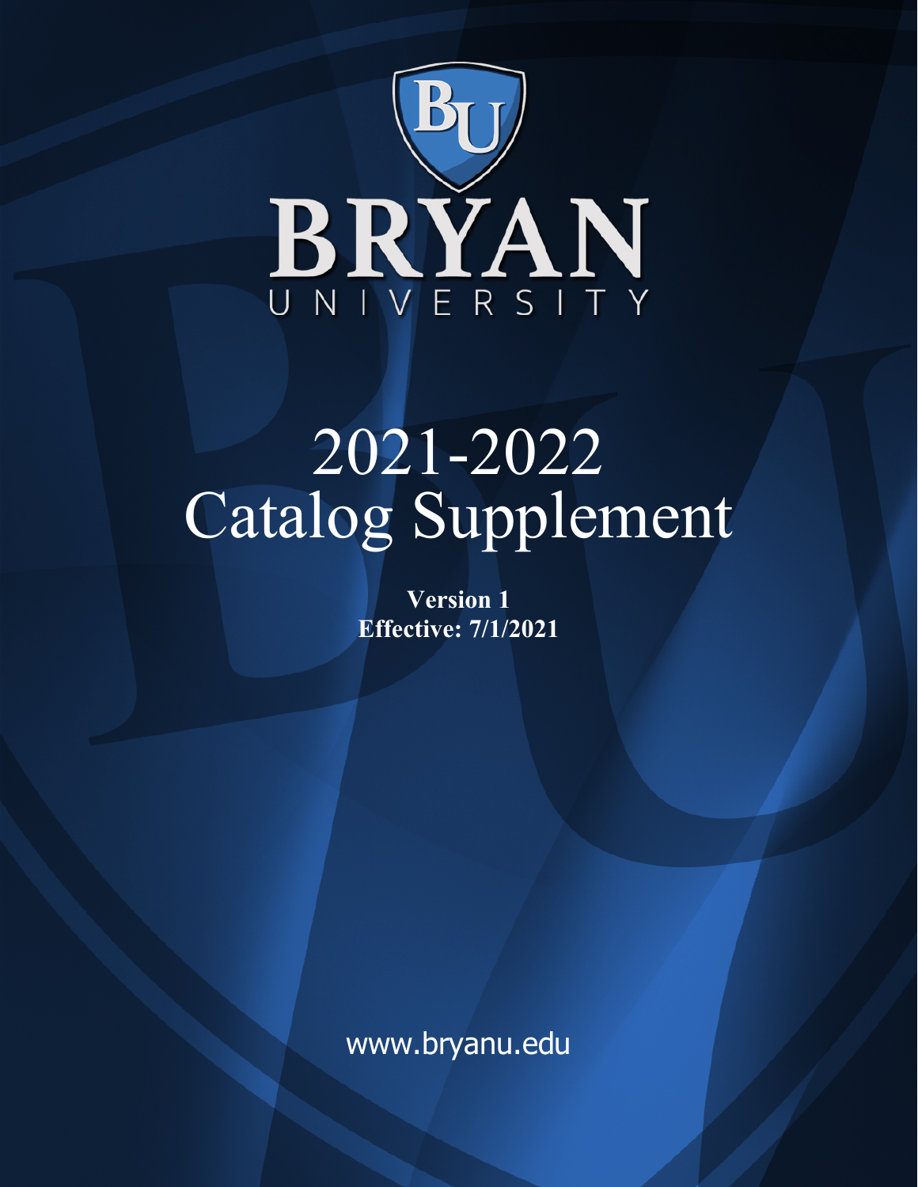BRYAN

UNIVERSITY

# 2021-2022 Catalog Supplement

**Version 1**
**Effective: 7/1/2021**

www.bryanu.edu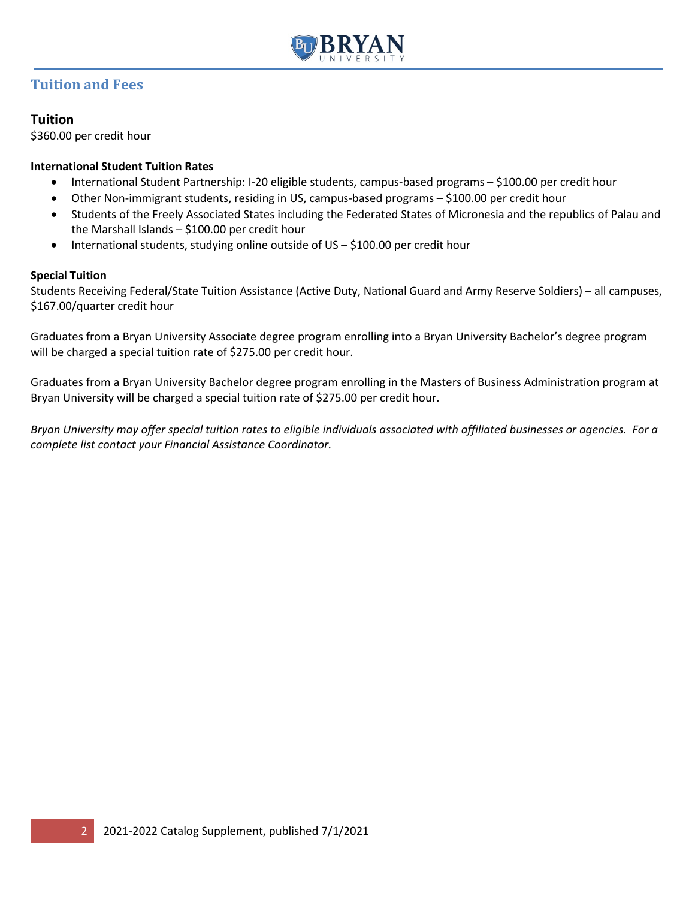## Tuition and Fees

### Tuition

$360.00 per credit hour

**International Student Tuition Rates**

- International Student Partnership: I-20 eligible students, campus-based programs – $100.00 per credit hour
- Other Non-immigrant students, residing in US, campus-based programs – $100.00 per credit hour
- Students of the Freely Associated States including the Federated States of Micronesia and the republics of Palau and the Marshall Islands – $100.00 per credit hour
- International students, studying online outside of US – $100.00 per credit hour

**Special Tuition**

Students Receiving Federal/State Tuition Assistance (Active Duty, National Guard and Army Reserve Soldiers) – all campuses, $167.00/quarter credit hour

Graduates from a Bryan University Associate degree program enrolling into a Bryan University Bachelor's degree program will be charged a special tuition rate of $275.00 per credit hour.

Graduates from a Bryan University Bachelor degree program enrolling in the Masters of Business Administration program at Bryan University will be charged a special tuition rate of $275.00 per credit hour.

*Bryan University may offer special tuition rates to eligible individuals associated with affiliated businesses or agencies. For a complete list contact your Financial Assistance Coordinator.*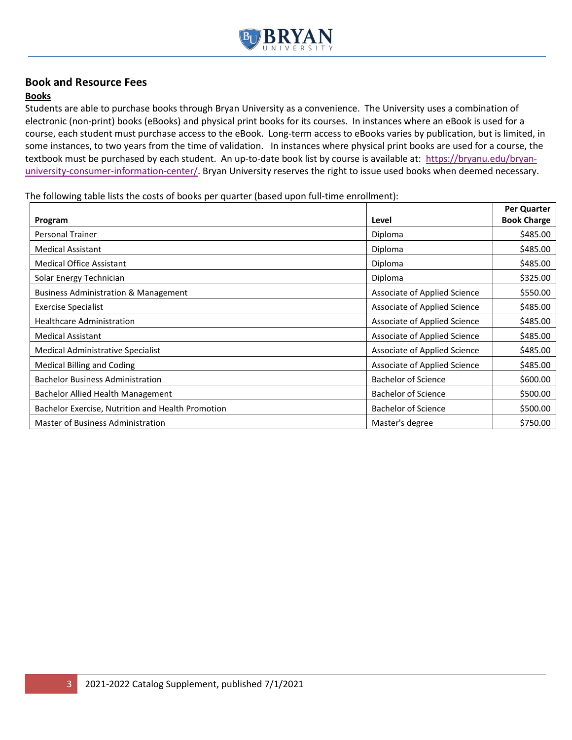## Book and Resource Fees

**Books**

Students are able to purchase books through Bryan University as a convenience. The University uses a combination of electronic (non-print) books (eBooks) and physical print books for its courses. In instances where an eBook is used for a course, each student must purchase access to the eBook. Long-term access to eBooks varies by publication, but is limited, in some instances, to two years from the time of validation. In instances where physical print books are used for a course, the textbook must be purchased by each student. An up-to-date book list by course is available at: [https://bryanu.edu/bryan-university-consumer-information-center/](https://bryanu.edu/bryan-university-consumer-information-center/). Bryan University reserves the right to issue used books when deemed necessary.

The following table lists the costs of books per quarter (based upon full-time enrollment):

| Program | Level | Per Quarter Book Charge |
|---|---|---:|
| Personal Trainer | Diploma | $485.00 |
| Medical Assistant | Diploma | $485.00 |
| Medical Office Assistant | Diploma | $485.00 |
| Solar Energy Technician | Diploma | $325.00 |
| Business Administration & Management | Associate of Applied Science | $550.00 |
| Exercise Specialist | Associate of Applied Science | $485.00 |
| Healthcare Administration | Associate of Applied Science | $485.00 |
| Medical Assistant | Associate of Applied Science | $485.00 |
| Medical Administrative Specialist | Associate of Applied Science | $485.00 |
| Medical Billing and Coding | Associate of Applied Science | $485.00 |
| Bachelor Business Administration | Bachelor of Science | $600.00 |
| Bachelor Allied Health Management | Bachelor of Science | $500.00 |
| Bachelor Exercise, Nutrition and Health Promotion | Bachelor of Science | $500.00 |
| Master of Business Administration | Master's degree | $750.00 |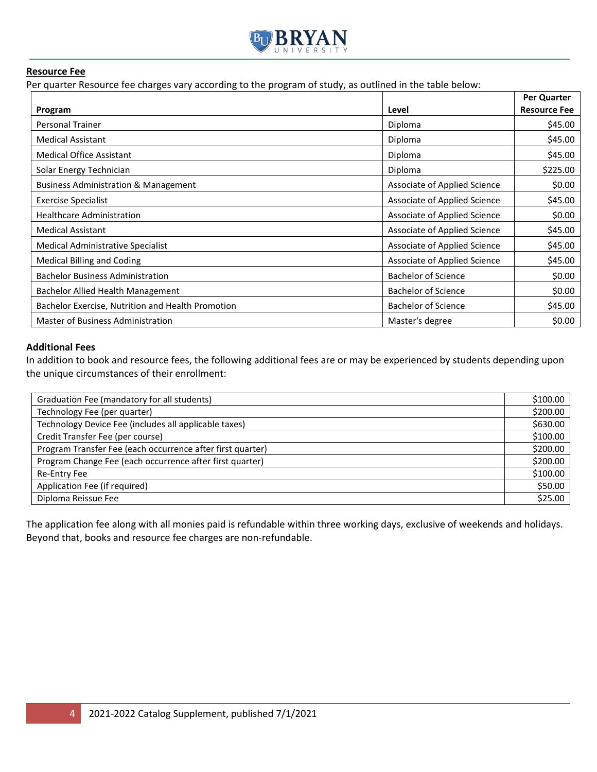## Resource Fee

Per quarter Resource fee charges vary according to the program of study, as outlined in the table below:

| Program | Level | Per Quarter Resource Fee |
|---|---|---|
| Personal Trainer | Diploma | $45.00 |
| Medical Assistant | Diploma | $45.00 |
| Medical Office Assistant | Diploma | $45.00 |
| Solar Energy Technician | Diploma | $225.00 |
| Business Administration & Management | Associate of Applied Science | $0.00 |
| Exercise Specialist | Associate of Applied Science | $45.00 |
| Healthcare Administration | Associate of Applied Science | $0.00 |
| Medical Assistant | Associate of Applied Science | $45.00 |
| Medical Administrative Specialist | Associate of Applied Science | $45.00 |
| Medical Billing and Coding | Associate of Applied Science | $45.00 |
| Bachelor Business Administration | Bachelor of Science | $0.00 |
| Bachelor Allied Health Management | Bachelor of Science | $0.00 |
| Bachelor Exercise, Nutrition and Health Promotion | Bachelor of Science | $45.00 |
| Master of Business Administration | Master's degree | $0.00 |

### Additional Fees

In addition to book and resource fees, the following additional fees are or may be experienced by students depending upon the unique circumstances of their enrollment:

| Fee | Amount |
|---|---|
| Graduation Fee (mandatory for all students) | $100.00 |
| Technology Fee (per quarter) | $200.00 |
| Technology Device Fee (includes all applicable taxes) | $630.00 |
| Credit Transfer Fee (per course) | $100.00 |
| Program Transfer Fee (each occurrence after first quarter) | $200.00 |
| Program Change Fee (each occurrence after first quarter) | $200.00 |
| Re-Entry Fee | $100.00 |
| Application Fee (if required) | $50.00 |
| Diploma Reissue Fee | $25.00 |

The application fee along with all monies paid is refundable within three working days, exclusive of weekends and holidays. Beyond that, books and resource fee charges are non-refundable.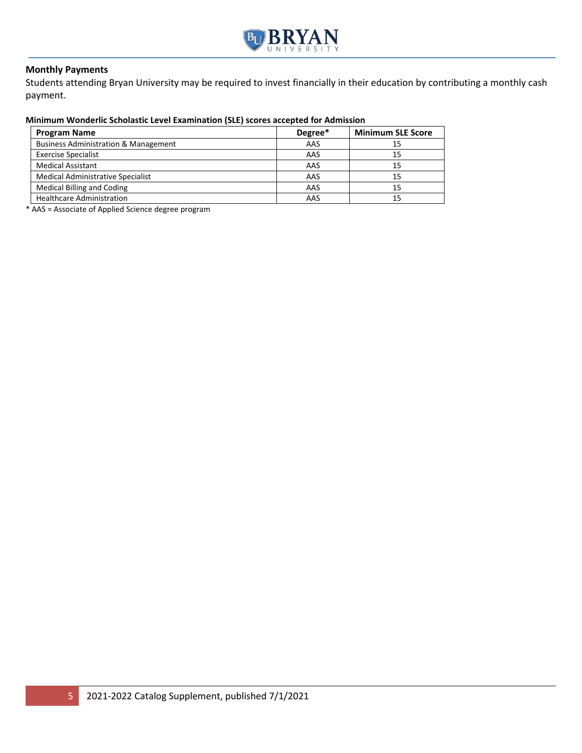**Monthly Payments**

Students attending Bryan University may be required to invest financially in their education by contributing a monthly cash payment.

**Minimum Wonderlic Scholastic Level Examination (SLE) scores accepted for Admission**

| Program Name | Degree* | Minimum SLE Score |
|---|---|---|
| Business Administration & Management | AAS | 15 |
| Exercise Specialist | AAS | 15 |
| Medical Assistant | AAS | 15 |
| Medical Administrative Specialist | AAS | 15 |
| Medical Billing and Coding | AAS | 15 |
| Healthcare Administration | AAS | 15 |

* AAS = Associate of Applied Science degree program